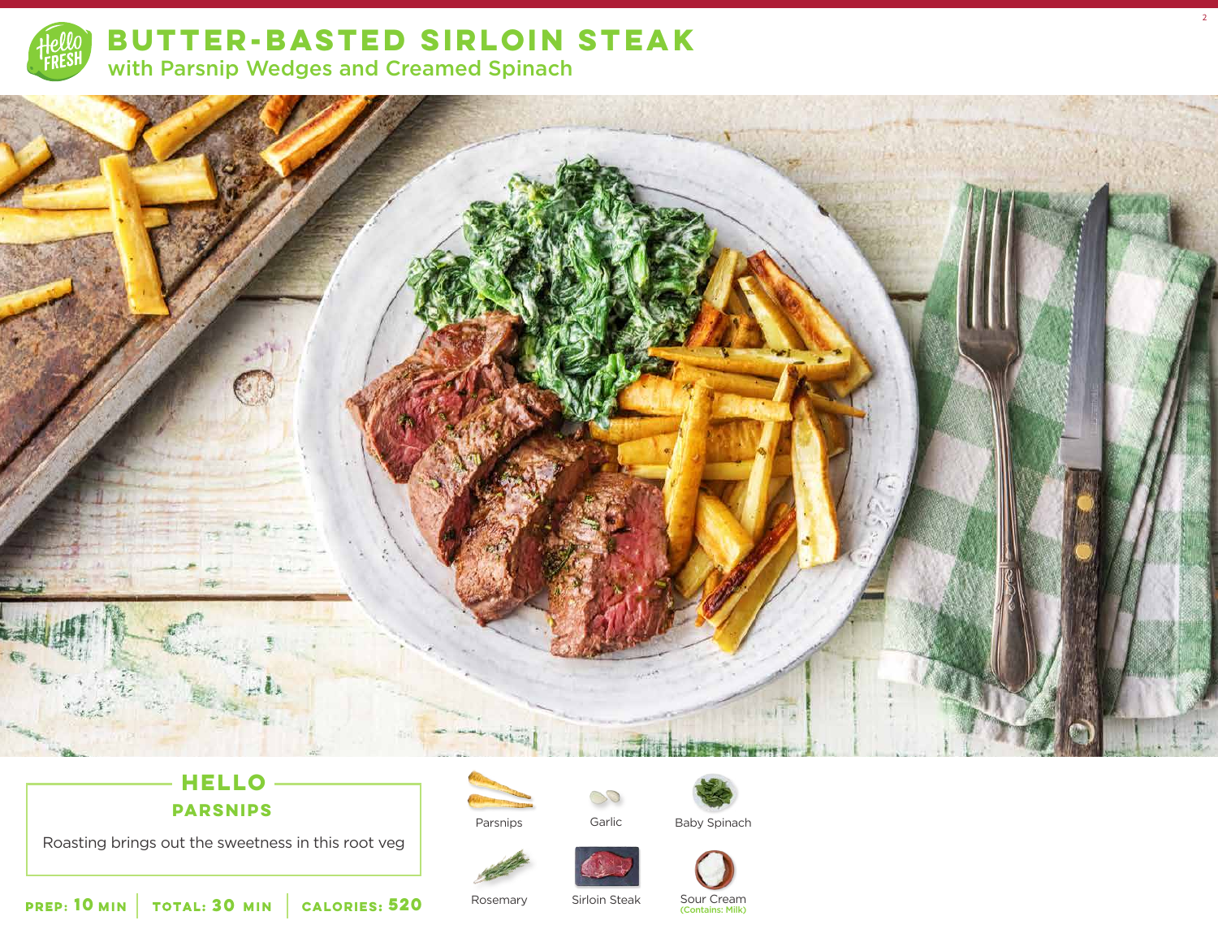# BUTTER-BASTED SIRLOIN STEAK

## with Parsnip Wedges and Creamed Spinach

### HELLO PARSNIPS

Roasting brings out the sweetness in this root veg

**PREP: 10 MIN** | **TOTAL: 30 MIN** | **CALORIES: 520**

- Parsnips
- Garlic
- Baby Spinach
- Rosemary
- Sirloin Steak
- Sour Cream (Contains: Milk)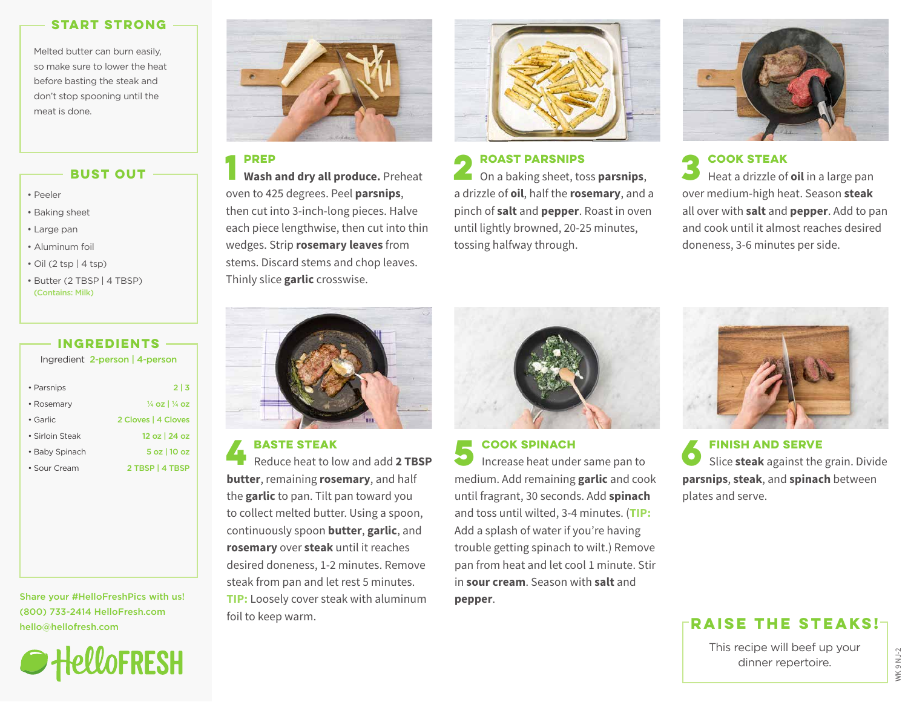## START STRONG

Melted butter can burn easily, so make sure to lower the heat before basting the steak and don't stop spooning until the meat is done.

## BUST OUT

- Peeler
- Baking sheet
- Large pan
- Aluminum foil
- Oil (2 tsp | 4 tsp)
- Butter (2 TBSP | 4 TBSP)
  (Contains: Milk)

## INGREDIENTS

| Ingredient | 2-person \| 4-person |
|---|---|
| • Parsnips | 2 \| 3 |
| • Rosemary | ¼ oz \| ¼ oz |
| • Garlic | 2 Cloves \| 4 Cloves |
| • Sirloin Steak | 12 oz \| 24 oz |
| • Baby Spinach | 5 oz \| 10 oz |
| • Sour Cream | 2 TBSP \| 4 TBSP |

Share your #HelloFreshPics with us!
(800) 733-2414 HelloFresh.com
hello@hellofresh.com

HelloFRESH

### 1 PREP

**Wash and dry all produce.** Preheat oven to 425 degrees. Peel **parsnips**, then cut into 3-inch-long pieces. Halve each piece lengthwise, then cut into thin wedges. Strip **rosemary leaves** from stems. Discard stems and chop leaves. Thinly slice **garlic** crosswise.

### 2 ROAST PARSNIPS

On a baking sheet, toss **parsnips**, a drizzle of **oil**, half the **rosemary**, and a pinch of **salt** and **pepper**. Roast in oven until lightly browned, 20-25 minutes, tossing halfway through.

### 3 COOK STEAK

Heat a drizzle of **oil** in a large pan over medium-high heat. Season **steak** all over with **salt** and **pepper**. Add to pan and cook until it almost reaches desired doneness, 3-6 minutes per side.

### 4 BASTE STEAK

Reduce heat to low and add **2 TBSP butter**, remaining **rosemary**, and half the **garlic** to pan. Tilt pan toward you to collect melted butter. Using a spoon, continuously spoon **butter**, **garlic**, and **rosemary** over **steak** until it reaches desired doneness, 1-2 minutes. Remove steak from pan and let rest 5 minutes. **TIP:** Loosely cover steak with aluminum foil to keep warm.

### 5 COOK SPINACH

Increase heat under same pan to medium. Add remaining **garlic** and cook until fragrant, 30 seconds. Add **spinach** and toss until wilted, 3-4 minutes. (**TIP:** Add a splash of water if you're having trouble getting spinach to wilt.) Remove pan from heat and let cool 1 minute. Stir in **sour cream**. Season with **salt** and **pepper**.

### 6 FINISH AND SERVE

Slice **steak** against the grain. Divide **parsnips**, **steak**, and **spinach** between plates and serve.

## RAISE THE STEAKS!

This recipe will beef up your dinner repertoire.

WK 9 NJ-2